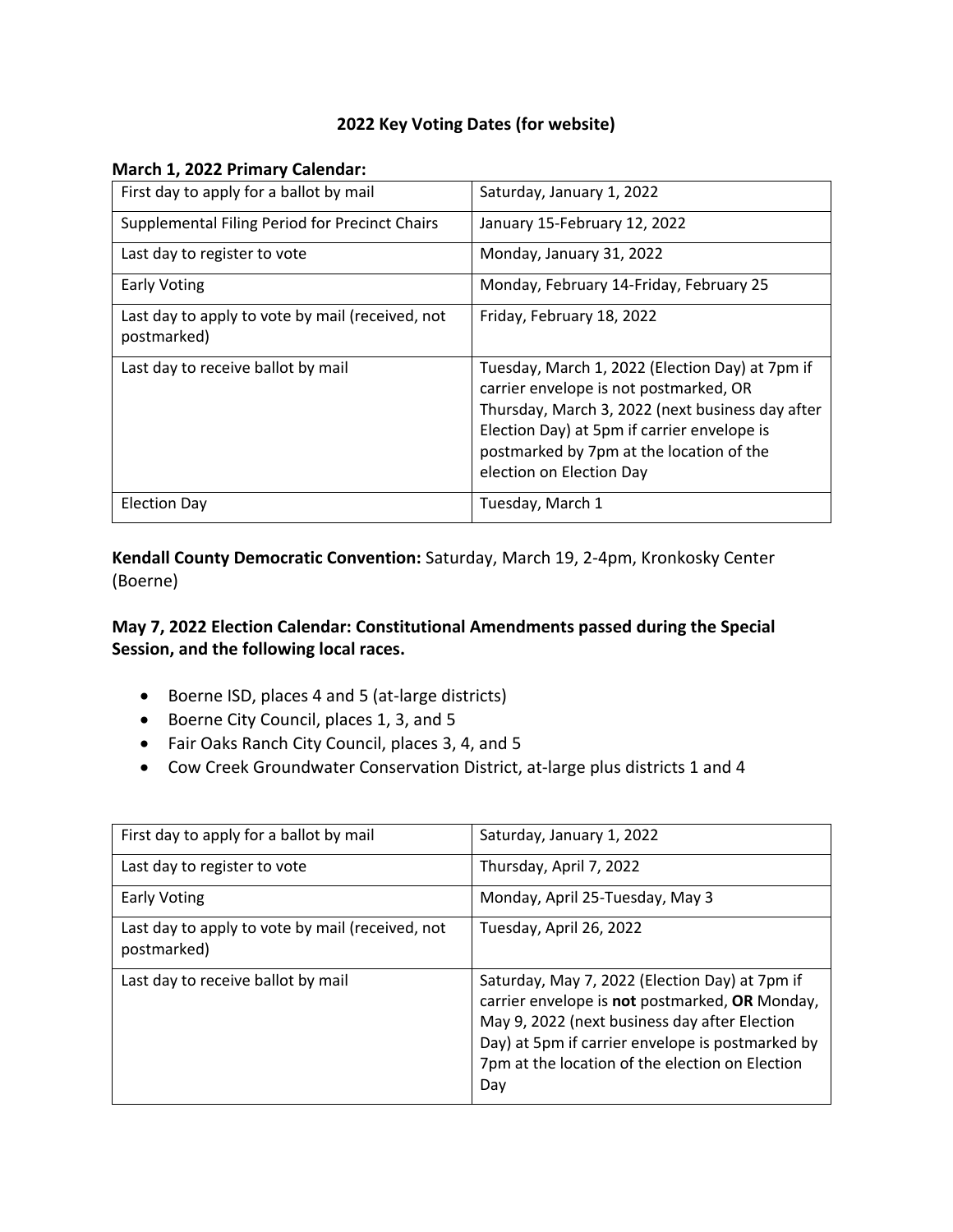# 2022 Key Voting Dates (for website)

**March 1, 2022 Primary Calendar:**

| | |
|---|---|
| First day to apply for a ballot by mail | Saturday, January 1, 2022 |
| Supplemental Filing Period for Precinct Chairs | January 15-February 12, 2022 |
| Last day to register to vote | Monday, January 31, 2022 |
| Early Voting | Monday, February 14-Friday, February 25 |
| Last day to apply to vote by mail (received, not postmarked) | Friday, February 18, 2022 |
| Last day to receive ballot by mail | Tuesday, March 1, 2022 (Election Day) at 7pm if carrier envelope is not postmarked, OR Thursday, March 3, 2022 (next business day after Election Day) at 5pm if carrier envelope is postmarked by 7pm at the location of the election on Election Day |
| Election Day | Tuesday, March 1 |

**Kendall County Democratic Convention:** Saturday, March 19, 2-4pm, Kronkosky Center (Boerne)

**May 7, 2022 Election Calendar: Constitutional Amendments passed during the Special Session, and the following local races.**

- Boerne ISD, places 4 and 5 (at-large districts)
- Boerne City Council, places 1, 3, and 5
- Fair Oaks Ranch City Council, places 3, 4, and 5
- Cow Creek Groundwater Conservation District, at-large plus districts 1 and 4

| | |
|---|---|
| First day to apply for a ballot by mail | Saturday, January 1, 2022 |
| Last day to register to vote | Thursday, April 7, 2022 |
| Early Voting | Monday, April 25-Tuesday, May 3 |
| Last day to apply to vote by mail (received, not postmarked) | Tuesday, April 26, 2022 |
| Last day to receive ballot by mail | Saturday, May 7, 2022 (Election Day) at 7pm if carrier envelope is **not** postmarked, **OR** Monday, May 9, 2022 (next business day after Election Day) at 5pm if carrier envelope is postmarked by 7pm at the location of the election on Election Day |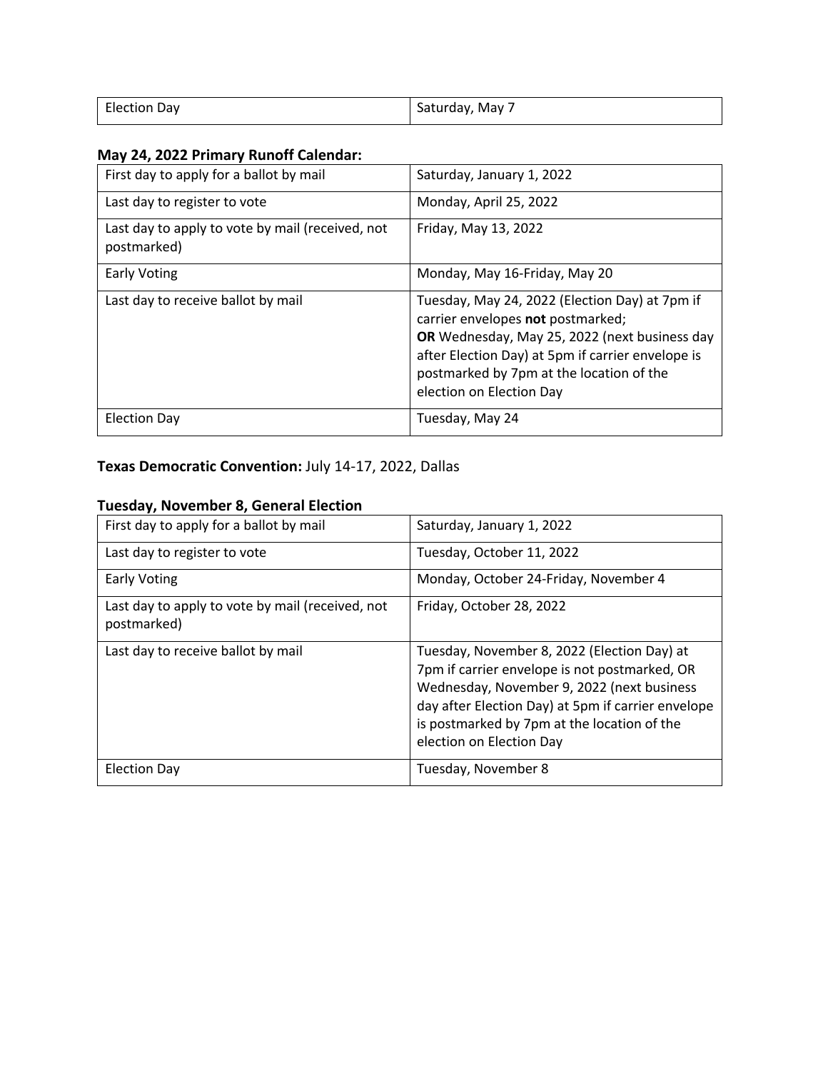| | |
|---|---|
| Election Day | Saturday, May 7 |

**May 24, 2022 Primary Runoff Calendar:**

| | |
|---|---|
| First day to apply for a ballot by mail | Saturday, January 1, 2022 |
| Last day to register to vote | Monday, April 25, 2022 |
| Last day to apply to vote by mail (received, not postmarked) | Friday, May 13, 2022 |
| Early Voting | Monday, May 16-Friday, May 20 |
| Last day to receive ballot by mail | Tuesday, May 24, 2022 (Election Day) at 7pm if carrier envelopes **not** postmarked; **OR** Wednesday, May 25, 2022 (next business day after Election Day) at 5pm if carrier envelope is postmarked by 7pm at the location of the election on Election Day |
| Election Day | Tuesday, May 24 |

**Texas Democratic Convention:** July 14-17, 2022, Dallas

**Tuesday, November 8, General Election**

| | |
|---|---|
| First day to apply for a ballot by mail | Saturday, January 1, 2022 |
| Last day to register to vote | Tuesday, October 11, 2022 |
| Early Voting | Monday, October 24-Friday, November 4 |
| Last day to apply to vote by mail (received, not postmarked) | Friday, October 28, 2022 |
| Last day to receive ballot by mail | Tuesday, November 8, 2022 (Election Day) at 7pm if carrier envelope is not postmarked, OR Wednesday, November 9, 2022 (next business day after Election Day) at 5pm if carrier envelope is postmarked by 7pm at the location of the election on Election Day |
| Election Day | Tuesday, November 8 |